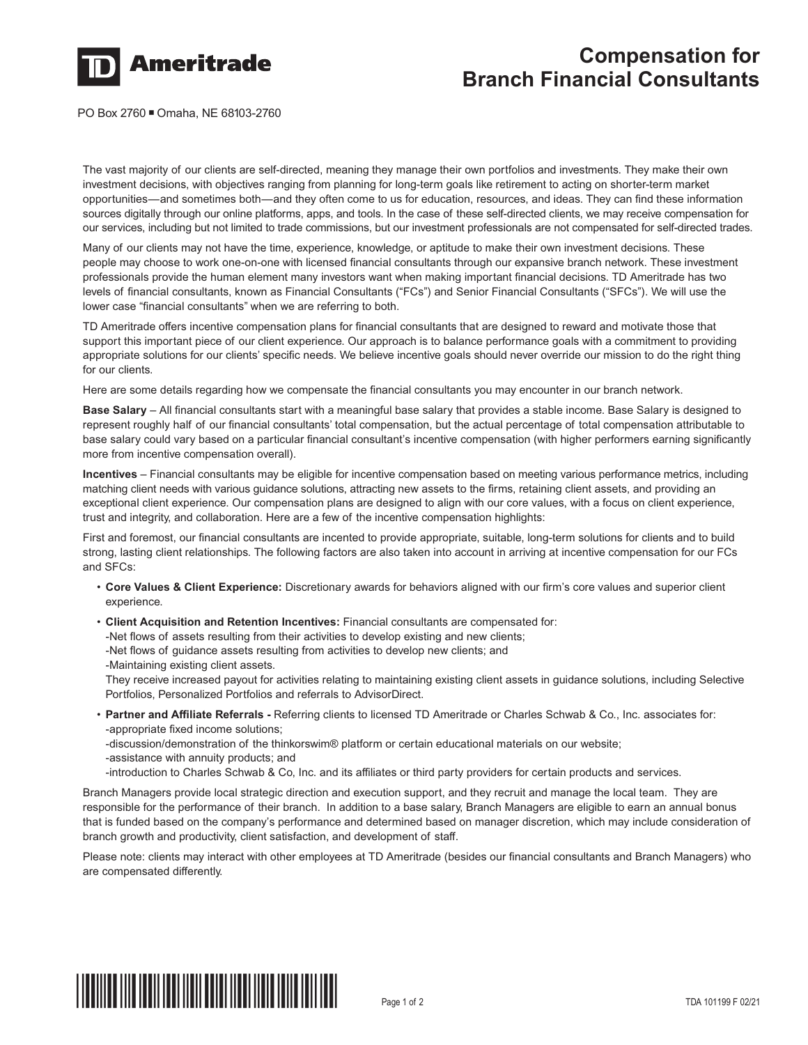# TD Ameritrade

# Compensation for Branch Financial Consultants

PO Box 2760 ■ Omaha, NE 68103-2760

The vast majority of our clients are self-directed, meaning they manage their own portfolios and investments. They make their own investment decisions, with objectives ranging from planning for long-term goals like retirement to acting on shorter-term market opportunities—and sometimes both—and they often come to us for education, resources, and ideas. They can find these information sources digitally through our online platforms, apps, and tools. In the case of these self-directed clients, we may receive compensation for our services, including but not limited to trade commissions, but our investment professionals are not compensated for self-directed trades.

Many of our clients may not have the time, experience, knowledge, or aptitude to make their own investment decisions. These people may choose to work one-on-one with licensed financial consultants through our expansive branch network. These investment professionals provide the human element many investors want when making important financial decisions. TD Ameritrade has two levels of financial consultants, known as Financial Consultants ("FCs") and Senior Financial Consultants ("SFCs"). We will use the lower case "financial consultants" when we are referring to both.

TD Ameritrade offers incentive compensation plans for financial consultants that are designed to reward and motivate those that support this important piece of our client experience. Our approach is to balance performance goals with a commitment to providing appropriate solutions for our clients' specific needs. We believe incentive goals should never override our mission to do the right thing for our clients.

Here are some details regarding how we compensate the financial consultants you may encounter in our branch network.

**Base Salary** – All financial consultants start with a meaningful base salary that provides a stable income. Base Salary is designed to represent roughly half of our financial consultants' total compensation, but the actual percentage of total compensation attributable to base salary could vary based on a particular financial consultant's incentive compensation (with higher performers earning significantly more from incentive compensation overall).

**Incentives** – Financial consultants may be eligible for incentive compensation based on meeting various performance metrics, including matching client needs with various guidance solutions, attracting new assets to the firms, retaining client assets, and providing an exceptional client experience. Our compensation plans are designed to align with our core values, with a focus on client experience, trust and integrity, and collaboration. Here are a few of the incentive compensation highlights:

First and foremost, our financial consultants are incented to provide appropriate, suitable, long-term solutions for clients and to build strong, lasting client relationships. The following factors are also taken into account in arriving at incentive compensation for our FCs and SFCs:

- **Core Values & Client Experience:** Discretionary awards for behaviors aligned with our firm's core values and superior client experience.
- **Client Acquisition and Retention Incentives:** Financial consultants are compensated for:
  - -Net flows of assets resulting from their activities to develop existing and new clients;
  - -Net flows of guidance assets resulting from activities to develop new clients; and
  - -Maintaining existing client assets.

  They receive increased payout for activities relating to maintaining existing client assets in guidance solutions, including Selective Portfolios, Personalized Portfolios and referrals to AdvisorDirect.
- **Partner and Affiliate Referrals -** Referring clients to licensed TD Ameritrade or Charles Schwab & Co., Inc. associates for:
  - -appropriate fixed income solutions;
  - -discussion/demonstration of the thinkorswim® platform or certain educational materials on our website;
  - -assistance with annuity products; and
  - -introduction to Charles Schwab & Co, Inc. and its affiliates or third party providers for certain products and services.

Branch Managers provide local strategic direction and execution support, and they recruit and manage the local team. They are responsible for the performance of their branch. In addition to a base salary, Branch Managers are eligible to earn an annual bonus that is funded based on the company's performance and determined based on manager discretion, which may include consideration of branch growth and productivity, client satisfaction, and development of staff.

Please note: clients may interact with other employees at TD Ameritrade (besides our financial consultants and Branch Managers) who are compensated differently.

TDA 101199 F 02/21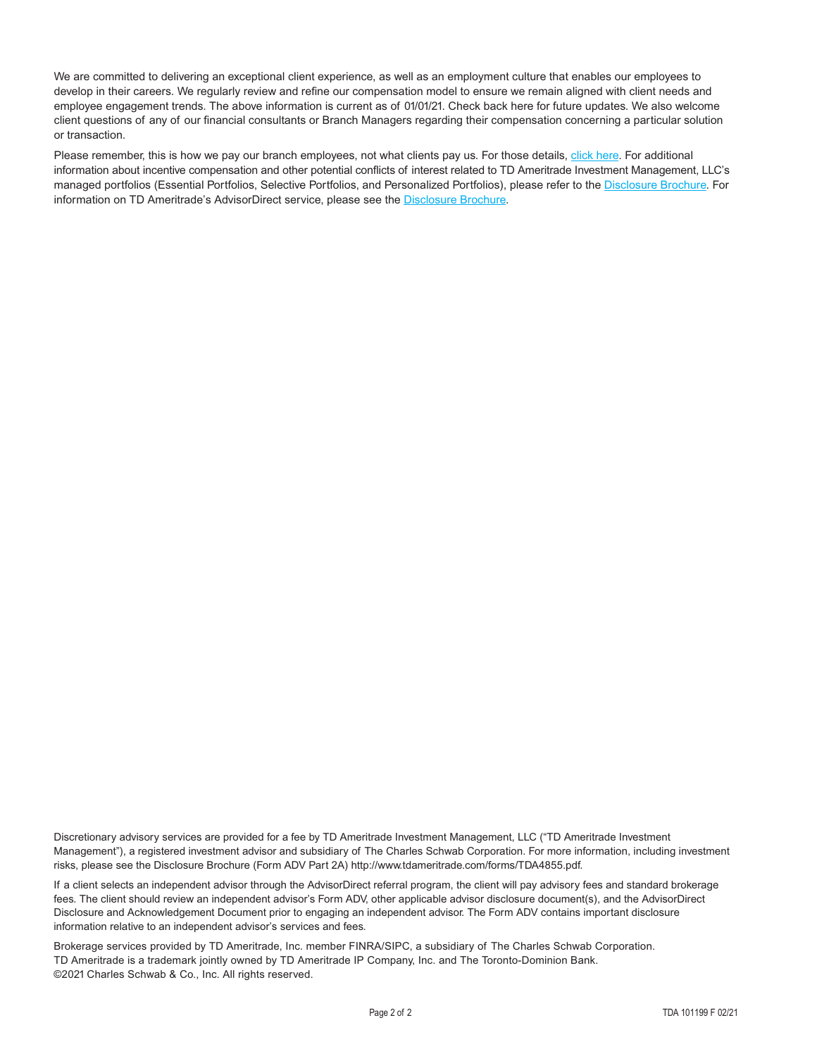We are committed to delivering an exceptional client experience, as well as an employment culture that enables our employees to develop in their careers. We regularly review and refine our compensation model to ensure we remain aligned with client needs and employee engagement trends. The above information is current as of 01/01/21. Check back here for future updates. We also welcome client questions of any of our financial consultants or Branch Managers regarding their compensation concerning a particular solution or transaction.

Please remember, this is how we pay our branch employees, not what clients pay us. For those details, click here. For additional information about incentive compensation and other potential conflicts of interest related to TD Ameritrade Investment Management, LLC's managed portfolios (Essential Portfolios, Selective Portfolios, and Personalized Portfolios), please refer to the Disclosure Brochure. For information on TD Ameritrade's AdvisorDirect service, please see the Disclosure Brochure.

Discretionary advisory services are provided for a fee by TD Ameritrade Investment Management, LLC ("TD Ameritrade Investment Management"), a registered investment advisor and subsidiary of The Charles Schwab Corporation. For more information, including investment risks, please see the Disclosure Brochure (Form ADV Part 2A) http://www.tdameritrade.com/forms/TDA4855.pdf.

If a client selects an independent advisor through the AdvisorDirect referral program, the client will pay advisory fees and standard brokerage fees. The client should review an independent advisor's Form ADV, other applicable advisor disclosure document(s), and the AdvisorDirect Disclosure and Acknowledgement Document prior to engaging an independent advisor. The Form ADV contains important disclosure information relative to an independent advisor's services and fees.

Brokerage services provided by TD Ameritrade, Inc. member FINRA/SIPC, a subsidiary of The Charles Schwab Corporation.
TD Ameritrade is a trademark jointly owned by TD Ameritrade IP Company, Inc. and The Toronto-Dominion Bank.
©2021 Charles Schwab & Co., Inc. All rights reserved.

TDA 101199 F 02/21